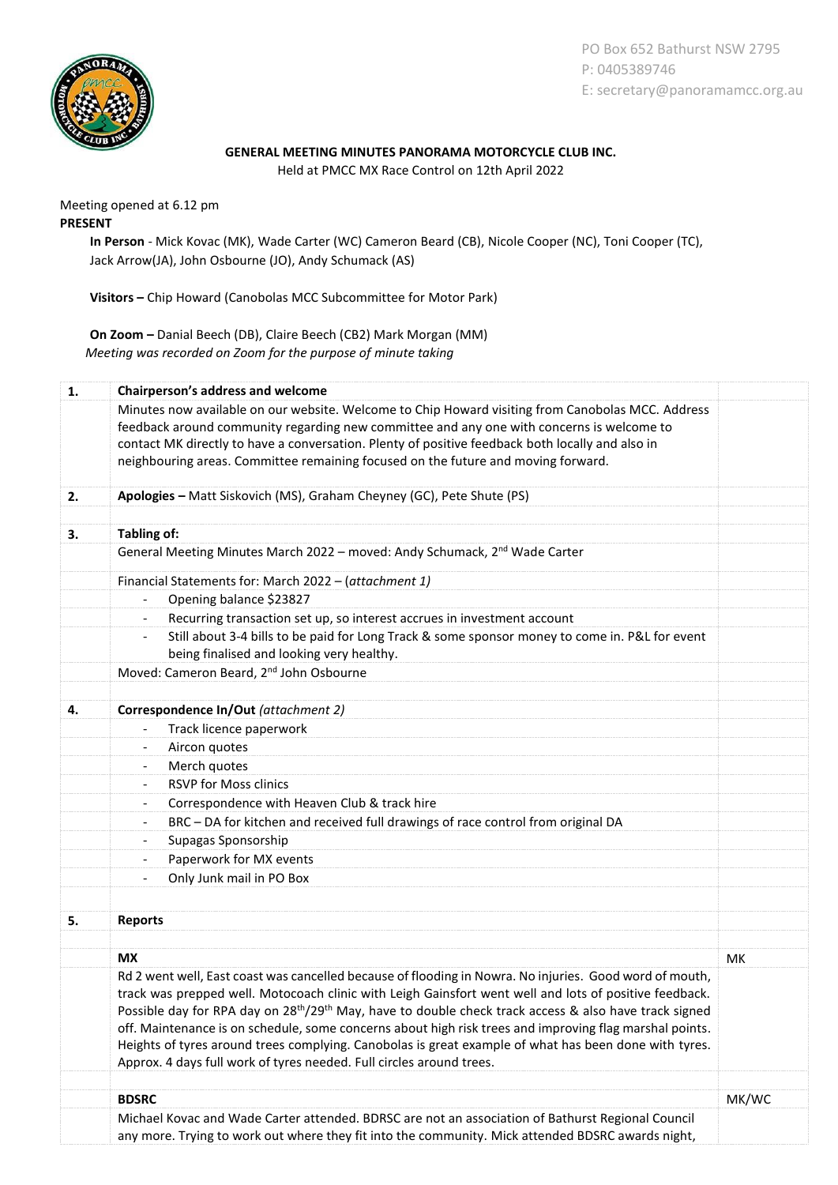PO Box 652 Bathurst NSW 2795
P: 0405389746
E: secretary@panoramamcc.org.au

# GENERAL MEETING MINUTES PANORAMA MOTORCYCLE CLUB INC.

Held at PMCC MX Race Control on 12th April 2022

Meeting opened at 6.12 pm

**PRESENT**

**In Person** - Mick Kovac (MK), Wade Carter (WC) Cameron Beard (CB), Nicole Cooper (NC), Toni Cooper (TC), Jack Arrow(JA), John Osbourne (JO), Andy Schumack (AS)

**Visitors –** Chip Howard (Canobolas MCC Subcommittee for Motor Park)

**On Zoom –** Danial Beech (DB), Claire Beech (CB2) Mark Morgan (MM)
*Meeting was recorded on Zoom for the purpose of minute taking*

| | | |
|---|---|---|
| **1.** | **Chairperson's address and welcome** | |
| | Minutes now available on our website. Welcome to Chip Howard visiting from Canobolas MCC. Address feedback around community regarding new committee and any one with concerns is welcome to contact MK directly to have a conversation. Plenty of positive feedback both locally and also in neighbouring areas. Committee remaining focused on the future and moving forward. | |
| **2.** | **Apologies –** Matt Siskovich (MS), Graham Cheyney (GC), Pete Shute (PS) | |
| **3.** | **Tabling of:** | |
| | General Meeting Minutes March 2022 – moved: Andy Schumack, 2nd Wade Carter | |
| | Financial Statements for: March 2022 – (*attachment 1)* | |
| | - Opening balance $23827 | |
| | - Recurring transaction set up, so interest accrues in investment account | |
| | - Still about 3-4 bills to be paid for Long Track & some sponsor money to come in. P&L for event being finalised and looking very healthy. | |
| | Moved: Cameron Beard, 2nd John Osbourne | |
| **4.** | **Correspondence In/Out** *(attachment 2)* | |
| | - Track licence paperwork | |
| | - Aircon quotes | |
| | - Merch quotes | |
| | - RSVP for Moss clinics | |
| | - Correspondence with Heaven Club & track hire | |
| | - BRC – DA for kitchen and received full drawings of race control from original DA | |
| | - Supagas Sponsorship | |
| | - Paperwork for MX events | |
| | - Only Junk mail in PO Box | |
| **5.** | **Reports** | |
| | **MX** | MK |
| | Rd 2 went well, East coast was cancelled because of flooding in Nowra. No injuries. Good word of mouth, track was prepped well. Motocoach clinic with Leigh Gainsfort went well and lots of positive feedback. Possible day for RPA day on 28th/29th May, have to double check track access & also have track signed off. Maintenance is on schedule, some concerns about high risk trees and improving flag marshal points. Heights of tyres around trees complying. Canobolas is great example of what has been done with tyres. Approx. 4 days full work of tyres needed. Full circles around trees. | |
| | **BDSRC** | MK/WC |
| | Michael Kovac and Wade Carter attended. BDRSC are not an association of Bathurst Regional Council any more. Trying to work out where they fit into the community. Mick attended BDSRC awards night, | |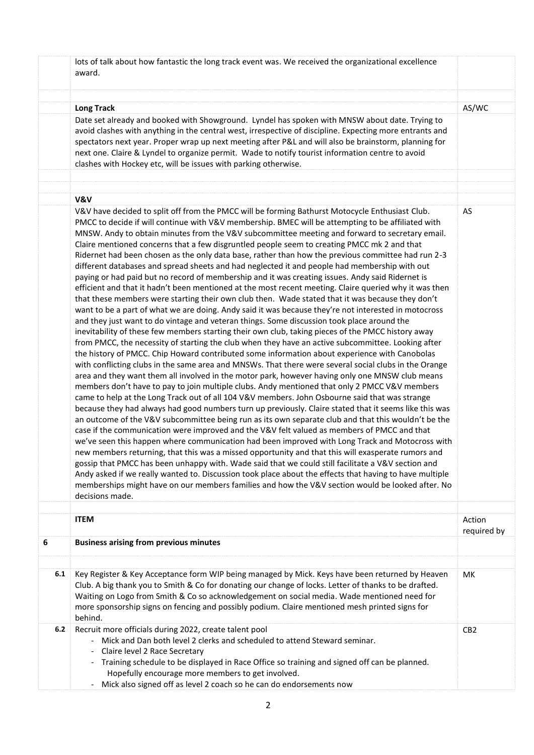| | | |
|---|---|---|
| | lots of talk about how fantastic the long track event was. We received the organizational excellence award. | |
| | | |
| | **Long Track** | AS/WC |
| | Date set already and booked with Showground. Lyndel has spoken with MNSW about date. Trying to avoid clashes with anything in the central west, irrespective of discipline. Expecting more entrants and spectators next year. Proper wrap up next meeting after P&L and will also be brainstorm, planning for next one. Claire & Lyndel to organize permit. Wade to notify tourist information centre to avoid clashes with Hockey etc, will be issues with parking otherwise. | |
| | | |
| | | |
| | **V&V** | |
| | V&V have decided to split off from the PMCC will be forming Bathurst Motocycle Enthusiast Club. PMCC to decide if will continue with V&V membership. BMEC will be attempting to be affiliated with MNSW. Andy to obtain minutes from the V&V subcommittee meeting and forward to secretary email. Claire mentioned concerns that a few disgruntled people seem to creating PMCC mk 2 and that Ridernet had been chosen as the only data base, rather than how the previous committee had run 2-3 different databases and spread sheets and had neglected it and people had membership with out paying or had paid but no record of membership and it was creating issues. Andy said Ridernet is efficient and that it hadn't been mentioned at the most recent meeting. Claire queried why it was then that these members were starting their own club then. Wade stated that it was because they don't want to be a part of what we are doing. Andy said it was because they're not interested in motocross and they just want to do vintage and veteran things. Some discussion took place around the inevitability of these few members starting their own club, taking pieces of the PMCC history away from PMCC, the necessity of starting the club when they have an active subcommittee. Looking after the history of PMCC. Chip Howard contributed some information about experience with Canobolas with conflicting clubs in the same area and MNSWs. That there were several social clubs in the Orange area and they want them all involved in the motor park, however having only one MNSW club means members don't have to pay to join multiple clubs. Andy mentioned that only 2 PMCC V&V members came to help at the Long Track out of all 104 V&V members. John Osbourne said that was strange because they had always had good numbers turn up previously. Claire stated that it seems like this was an outcome of the V&V subcommittee being run as its own separate club and that this wouldn't be the case if the communication were improved and the V&V felt valued as members of PMCC and that we've seen this happen where communication had been improved with Long Track and Motocross with new members returning, that this was a missed opportunity and that this will exasperate rumors and gossip that PMCC has been unhappy with. Wade said that we could still facilitate a V&V section and Andy asked if we really wanted to. Discussion took place about the effects that having to have multiple memberships might have on our members families and how the V&V section would be looked after. No decisions made. | AS |
| | | |
| | **ITEM** | Action required by |
| **6** | **Business arising from previous minutes** | |
| | | |
| **6.1** | Key Register & Key Acceptance form WIP being managed by Mick. Keys have been returned by Heaven Club. A big thank you to Smith & Co for donating our change of locks. Letter of thanks to be drafted. Waiting on Logo from Smith & Co so acknowledgement on social media. Wade mentioned need for more sponsorship signs on fencing and possibly podium. Claire mentioned mesh printed signs for behind. | MK |
| **6.2** | Recruit more officials during 2022, create talent pool<br>- Mick and Dan both level 2 clerks and scheduled to attend Steward seminar.<br>- Claire level 2 Race Secretary<br>- Training schedule to be displayed in Race Office so training and signed off can be planned. Hopefully encourage more members to get involved.<br>- Mick also signed off as level 2 coach so he can do endorsements now | CB2 |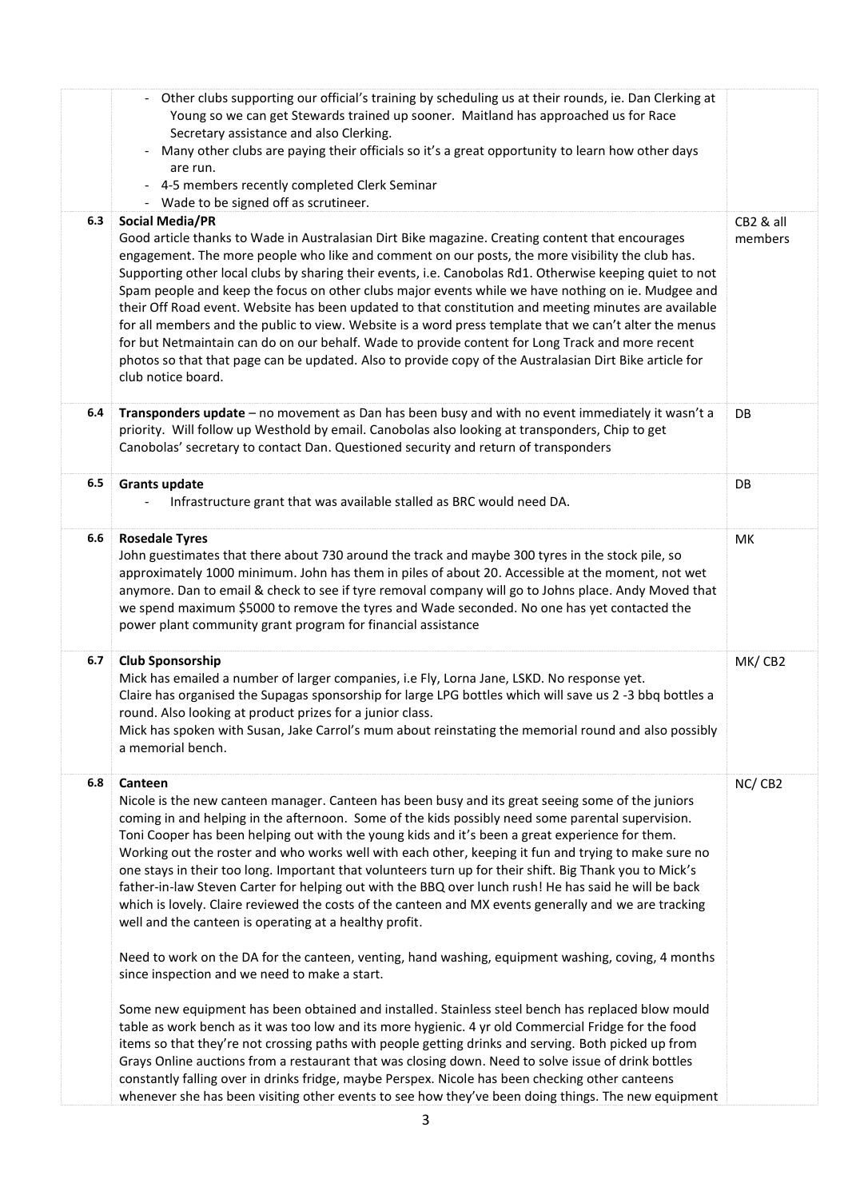| | | |
|---|---|---|
| | - Other clubs supporting our official's training by scheduling us at their rounds, ie. Dan Clerking at Young so we can get Stewards trained up sooner. Maitland has approached us for Race Secretary assistance and also Clerking.<br>- Many other clubs are paying their officials so it's a great opportunity to learn how other days are run.<br>- 4-5 members recently completed Clerk Seminar<br>- Wade to be signed off as scrutineer. | |
| **6.3** | **Social Media/PR**<br>Good article thanks to Wade in Australasian Dirt Bike magazine. Creating content that encourages engagement. The more people who like and comment on our posts, the more visibility the club has. Supporting other local clubs by sharing their events, i.e. Canobolas Rd1. Otherwise keeping quiet to not Spam people and keep the focus on other clubs major events while we have nothing on ie. Mudgee and their Off Road event. Website has been updated to that constitution and meeting minutes are available for all members and the public to view. Website is a word press template that we can't alter the menus for but Netmaintain can do on our behalf. Wade to provide content for Long Track and more recent photos so that that page can be updated. Also to provide copy of the Australasian Dirt Bike article for club notice board. | CB2 & all members |
| **6.4** | **Transponders update** – no movement as Dan has been busy and with no event immediately it wasn't a priority. Will follow up Westhold by email. Canobolas also looking at transponders, Chip to get Canobolas' secretary to contact Dan. Questioned security and return of transponders | DB |
| **6.5** | **Grants update**<br>- Infrastructure grant that was available stalled as BRC would need DA. | DB |
| **6.6** | **Rosedale Tyres**<br>John guestimates that there about 730 around the track and maybe 300 tyres in the stock pile, so approximately 1000 minimum. John has them in piles of about 20. Accessible at the moment, not wet anymore. Dan to email & check to see if tyre removal company will go to Johns place. Andy Moved that we spend maximum \$5000 to remove the tyres and Wade seconded. No one has yet contacted the power plant community grant program for financial assistance | MK |
| **6.7** | **Club Sponsorship**<br>Mick has emailed a number of larger companies, i.e Fly, Lorna Jane, LSKD. No response yet.<br>Claire has organised the Supagas sponsorship for large LPG bottles which will save us 2 -3 bbq bottles a round. Also looking at product prizes for a junior class.<br>Mick has spoken with Susan, Jake Carrol's mum about reinstating the memorial round and also possibly a memorial bench. | MK/ CB2 |
| **6.8** | **Canteen**<br>Nicole is the new canteen manager. Canteen has been busy and its great seeing some of the juniors coming in and helping in the afternoon. Some of the kids possibly need some parental supervision. Toni Cooper has been helping out with the young kids and it's been a great experience for them. Working out the roster and who works well with each other, keeping it fun and trying to make sure no one stays in their too long. Important that volunteers turn up for their shift. Big Thank you to Mick's father-in-law Steven Carter for helping out with the BBQ over lunch rush! He has said he will be back which is lovely. Claire reviewed the costs of the canteen and MX events generally and we are tracking well and the canteen is operating at a healthy profit.<br><br>Need to work on the DA for the canteen, venting, hand washing, equipment washing, coving, 4 months since inspection and we need to make a start.<br><br>Some new equipment has been obtained and installed. Stainless steel bench has replaced blow mould table as work bench as it was too low and its more hygienic. 4 yr old Commercial Fridge for the food items so that they're not crossing paths with people getting drinks and serving. Both picked up from Grays Online auctions from a restaurant that was closing down. Need to solve issue of drink bottles constantly falling over in drinks fridge, maybe Perspex. Nicole has been checking other canteens whenever she has been visiting other events to see how they've been doing things. The new equipment | NC/ CB2 |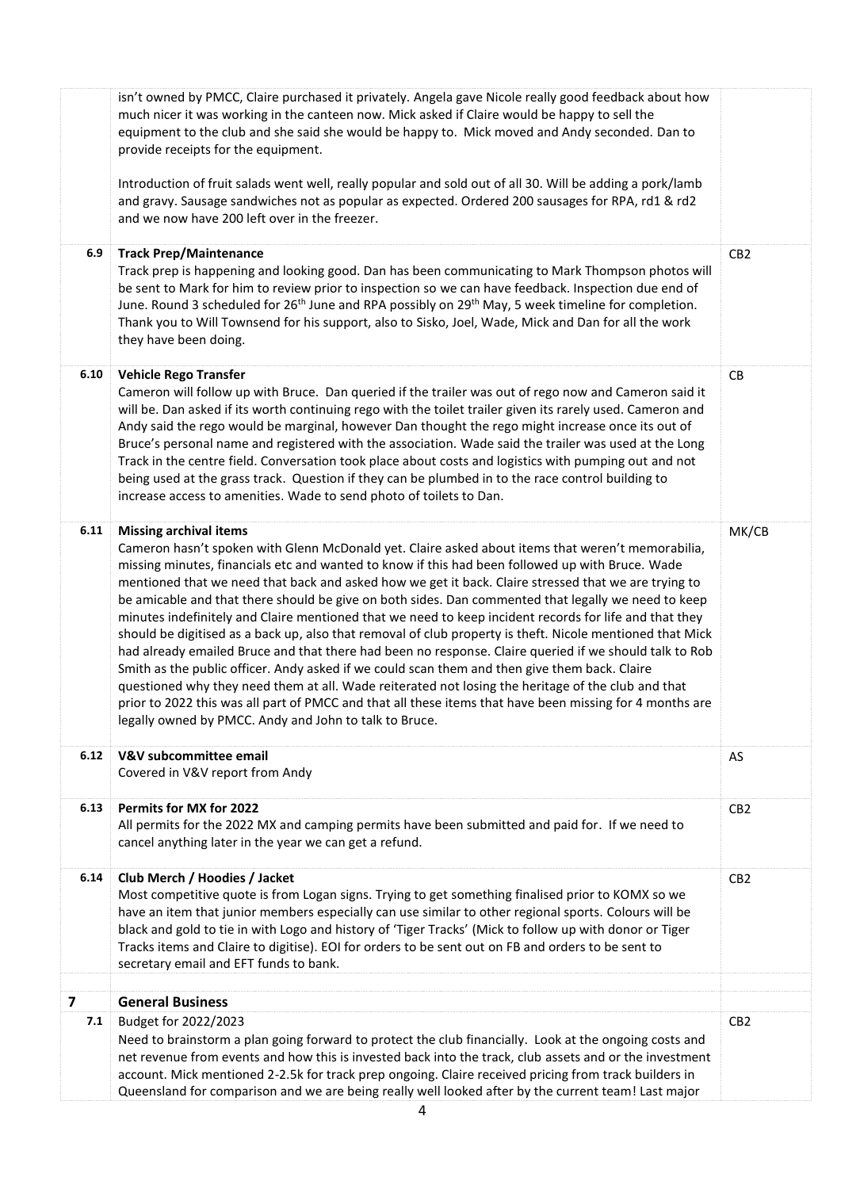| | | |
|---|---|---|
| | isn't owned by PMCC, Claire purchased it privately. Angela gave Nicole really good feedback about how much nicer it was working in the canteen now. Mick asked if Claire would be happy to sell the equipment to the club and she said she would be happy to. Mick moved and Andy seconded. Dan to provide receipts for the equipment.<br><br>Introduction of fruit salads went well, really popular and sold out of all 30. Will be adding a pork/lamb and gravy. Sausage sandwiches not as popular as expected. Ordered 200 sausages for RPA, rd1 & rd2 and we now have 200 left over in the freezer. | |
| **6.9** | **Track Prep/Maintenance**<br>Track prep is happening and looking good. Dan has been communicating to Mark Thompson photos will be sent to Mark for him to review prior to inspection so we can have feedback. Inspection due end of June. Round 3 scheduled for 26th June and RPA possibly on 29th May, 5 week timeline for completion. Thank you to Will Townsend for his support, also to Sisko, Joel, Wade, Mick and Dan for all the work they have been doing. | CB2 |
| **6.10** | **Vehicle Rego Transfer**<br>Cameron will follow up with Bruce. Dan queried if the trailer was out of rego now and Cameron said it will be. Dan asked if its worth continuing rego with the toilet trailer given its rarely used. Cameron and Andy said the rego would be marginal, however Dan thought the rego might increase once its out of Bruce's personal name and registered with the association. Wade said the trailer was used at the Long Track in the centre field. Conversation took place about costs and logistics with pumping out and not being used at the grass track. Question if they can be plumbed in to the race control building to increase access to amenities. Wade to send photo of toilets to Dan. | CB |
| **6.11** | **Missing archival items**<br>Cameron hasn't spoken with Glenn McDonald yet. Claire asked about items that weren't memorabilia, missing minutes, financials etc and wanted to know if this had been followed up with Bruce. Wade mentioned that we need that back and asked how we get it back. Claire stressed that we are trying to be amicable and that there should be give on both sides. Dan commented that legally we need to keep minutes indefinitely and Claire mentioned that we need to keep incident records for life and that they should be digitised as a back up, also that removal of club property is theft. Nicole mentioned that Mick had already emailed Bruce and that there had been no response. Claire queried if we should talk to Rob Smith as the public officer. Andy asked if we could scan them and then give them back. Claire questioned why they need them at all. Wade reiterated not losing the heritage of the club and that prior to 2022 this was all part of PMCC and that all these items that have been missing for 4 months are legally owned by PMCC. Andy and John to talk to Bruce. | MK/CB |
| **6.12** | **V&V subcommittee email**<br>Covered in V&V report from Andy | AS |
| **6.13** | **Permits for MX for 2022**<br>All permits for the 2022 MX and camping permits have been submitted and paid for. If we need to cancel anything later in the year we can get a refund. | CB2 |
| **6.14** | **Club Merch / Hoodies / Jacket**<br>Most competitive quote is from Logan signs. Trying to get something finalised prior to KOMX so we have an item that junior members especially can use similar to other regional sports. Colours will be black and gold to tie in with Logo and history of 'Tiger Tracks' (Mick to follow up with donor or Tiger Tracks items and Claire to digitise). EOI for orders to be sent out on FB and orders to be sent to secretary email and EFT funds to bank. | CB2 |
| | | |
| **7** | **General Business** | |
| **7.1** | Budget for 2022/2023<br>Need to brainstorm a plan going forward to protect the club financially. Look at the ongoing costs and net revenue from events and how this is invested back into the track, club assets and or the investment account. Mick mentioned 2-2.5k for track prep ongoing. Claire received pricing from track builders in Queensland for comparison and we are being really well looked after by the current team! Last major | CB2 |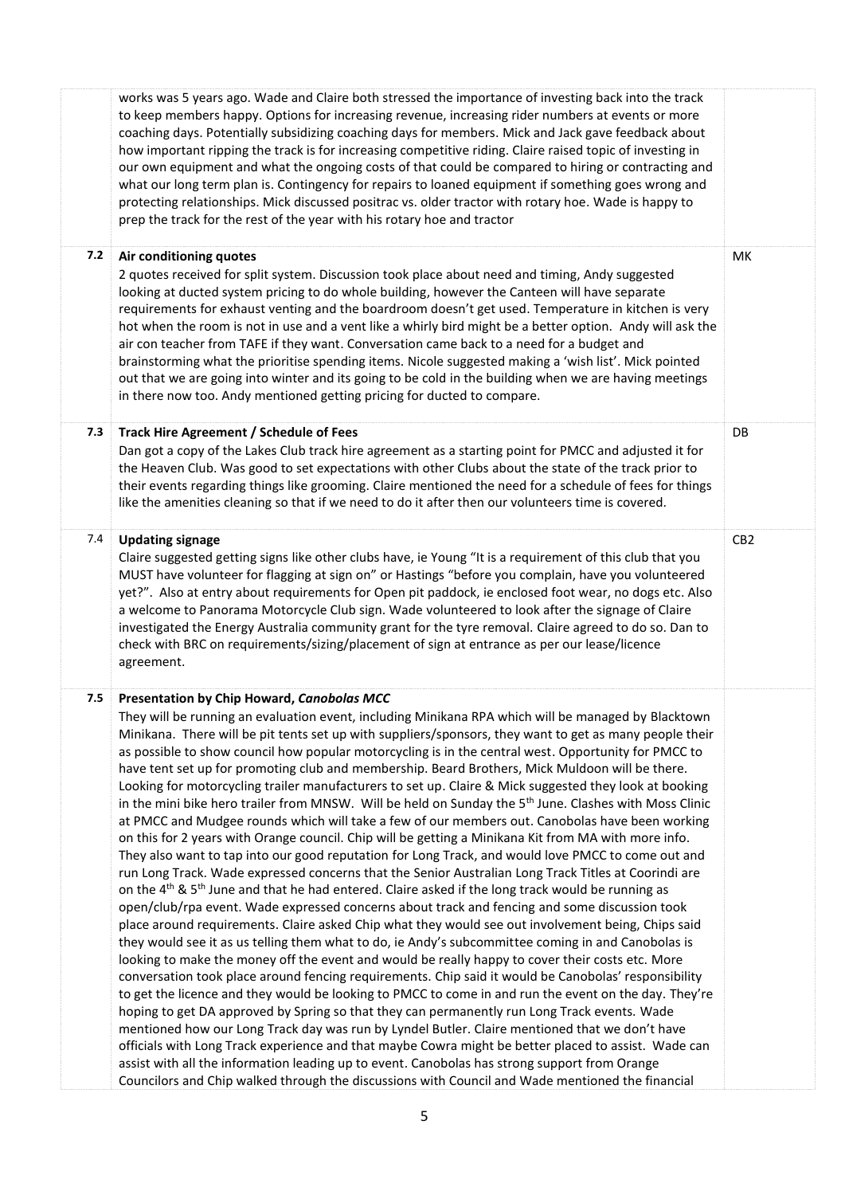| | | |
|---|---|---|
| | works was 5 years ago. Wade and Claire both stressed the importance of investing back into the track to keep members happy. Options for increasing revenue, increasing rider numbers at events or more coaching days. Potentially subsidizing coaching days for members. Mick and Jack gave feedback about how important ripping the track is for increasing competitive riding. Claire raised topic of investing in our own equipment and what the ongoing costs of that could be compared to hiring or contracting and what our long term plan is. Contingency for repairs to loaned equipment if something goes wrong and protecting relationships. Mick discussed positrac vs. older tractor with rotary hoe. Wade is happy to prep the track for the rest of the year with his rotary hoe and tractor | |
| **7.2** | **Air conditioning quotes**<br>2 quotes received for split system. Discussion took place about need and timing, Andy suggested looking at ducted system pricing to do whole building, however the Canteen will have separate requirements for exhaust venting and the boardroom doesn't get used. Temperature in kitchen is very hot when the room is not in use and a vent like a whirly bird might be a better option. Andy will ask the air con teacher from TAFE if they want. Conversation came back to a need for a budget and brainstorming what the prioritise spending items. Nicole suggested making a 'wish list'. Mick pointed out that we are going into winter and its going to be cold in the building when we are having meetings in there now too. Andy mentioned getting pricing for ducted to compare. | MK |
| **7.3** | **Track Hire Agreement / Schedule of Fees**<br>Dan got a copy of the Lakes Club track hire agreement as a starting point for PMCC and adjusted it for the Heaven Club. Was good to set expectations with other Clubs about the state of the track prior to their events regarding things like grooming. Claire mentioned the need for a schedule of fees for things like the amenities cleaning so that if we need to do it after then our volunteers time is covered. | DB |
| 7.4 | **Updating signage**<br>Claire suggested getting signs like other clubs have, ie Young "It is a requirement of this club that you MUST have volunteer for flagging at sign on" or Hastings "before you complain, have you volunteered yet?". Also at entry about requirements for Open pit paddock, ie enclosed foot wear, no dogs etc. Also a welcome to Panorama Motorcycle Club sign. Wade volunteered to look after the signage of Claire investigated the Energy Australia community grant for the tyre removal. Claire agreed to do so. Dan to check with BRC on requirements/sizing/placement of sign at entrance as per our lease/licence agreement. | CB2 |
| **7.5** | **Presentation by Chip Howard, *Canobolas MCC***<br>They will be running an evaluation event, including Minikana RPA which will be managed by Blacktown Minikana. There will be pit tents set up with suppliers/sponsors, they want to get as many people their as possible to show council how popular motorcycling is in the central west. Opportunity for PMCC to have tent set up for promoting club and membership. Beard Brothers, Mick Muldoon will be there. Looking for motorcycling trailer manufacturers to set up. Claire & Mick suggested they look at booking in the mini bike hero trailer from MNSW. Will be held on Sunday the 5th June. Clashes with Moss Clinic at PMCC and Mudgee rounds which will take a few of our members out. Canobolas have been working on this for 2 years with Orange council. Chip will be getting a Minikana Kit from MA with more info. They also want to tap into our good reputation for Long Track, and would love PMCC to come out and run Long Track. Wade expressed concerns that the Senior Australian Long Track Titles at Coorindi are on the 4th & 5th June and that he had entered. Claire asked if the long track would be running as open/club/rpa event. Wade expressed concerns about track and fencing and some discussion took place around requirements. Claire asked Chip what they would see out involvement being, Chips said they would see it as us telling them what to do, ie Andy's subcommittee coming in and Canobolas is looking to make the money off the event and would be really happy to cover their costs etc. More conversation took place around fencing requirements. Chip said it would be Canobolas' responsibility to get the licence and they would be looking to PMCC to come in and run the event on the day. They're hoping to get DA approved by Spring so that they can permanently run Long Track events. Wade mentioned how our Long Track day was run by Lyndel Butler. Claire mentioned that we don't have officials with Long Track experience and that maybe Cowra might be better placed to assist. Wade can assist with all the information leading up to event. Canobolas has strong support from Orange Councilors and Chip walked through the discussions with Council and Wade mentioned the financial | |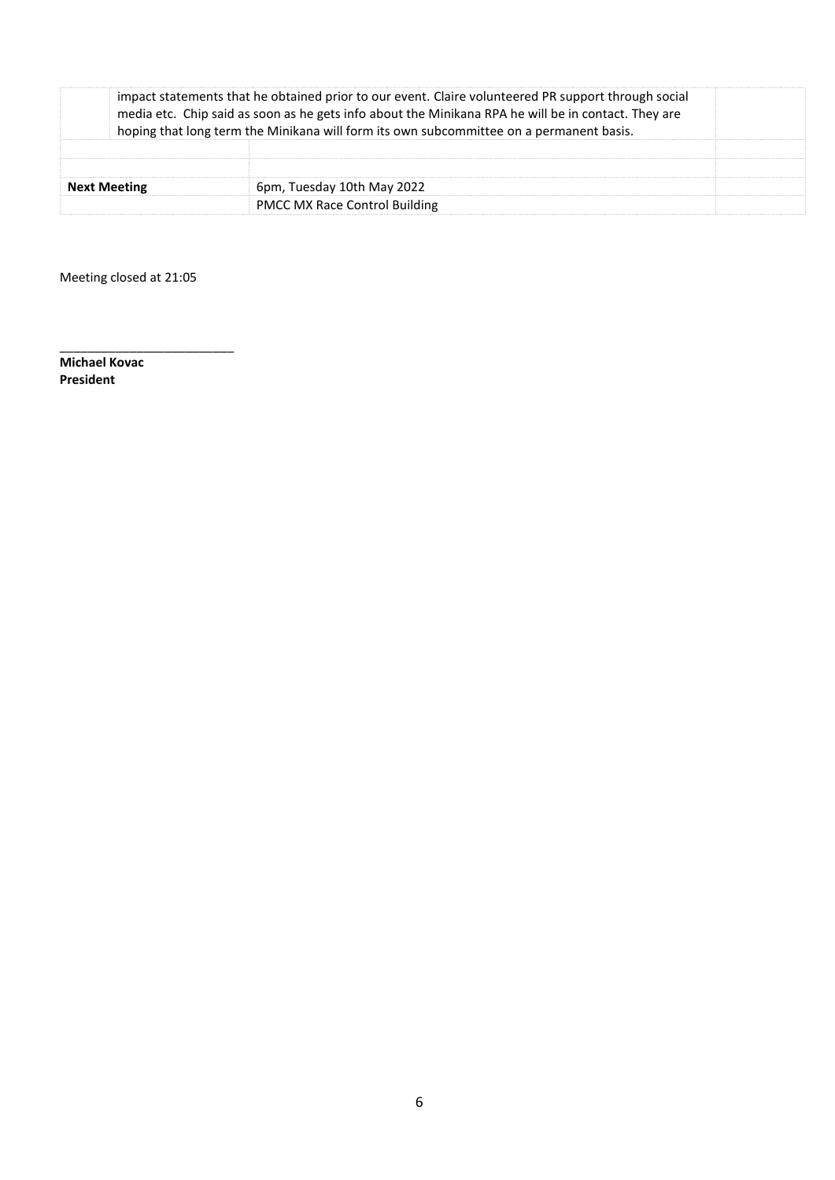| | | |
|---|---|---|
| | impact statements that he obtained prior to our event. Claire volunteered PR support through social media etc. Chip said as soon as he gets info about the Minikana RPA he will be in contact. They are hoping that long term the Minikana will form its own subcommittee on a permanent basis. | |
| | | |
| | | |
| **Next Meeting** | 6pm, Tuesday 10th May 2022 | |
| | PMCC MX Race Control Building | |

Meeting closed at 21:05

\_\_\_\_\_\_\_\_\_\_\_\_\_\_\_\_\_\_\_\_\_\_\_\_\_\_

**Michael Kovac**
**President**